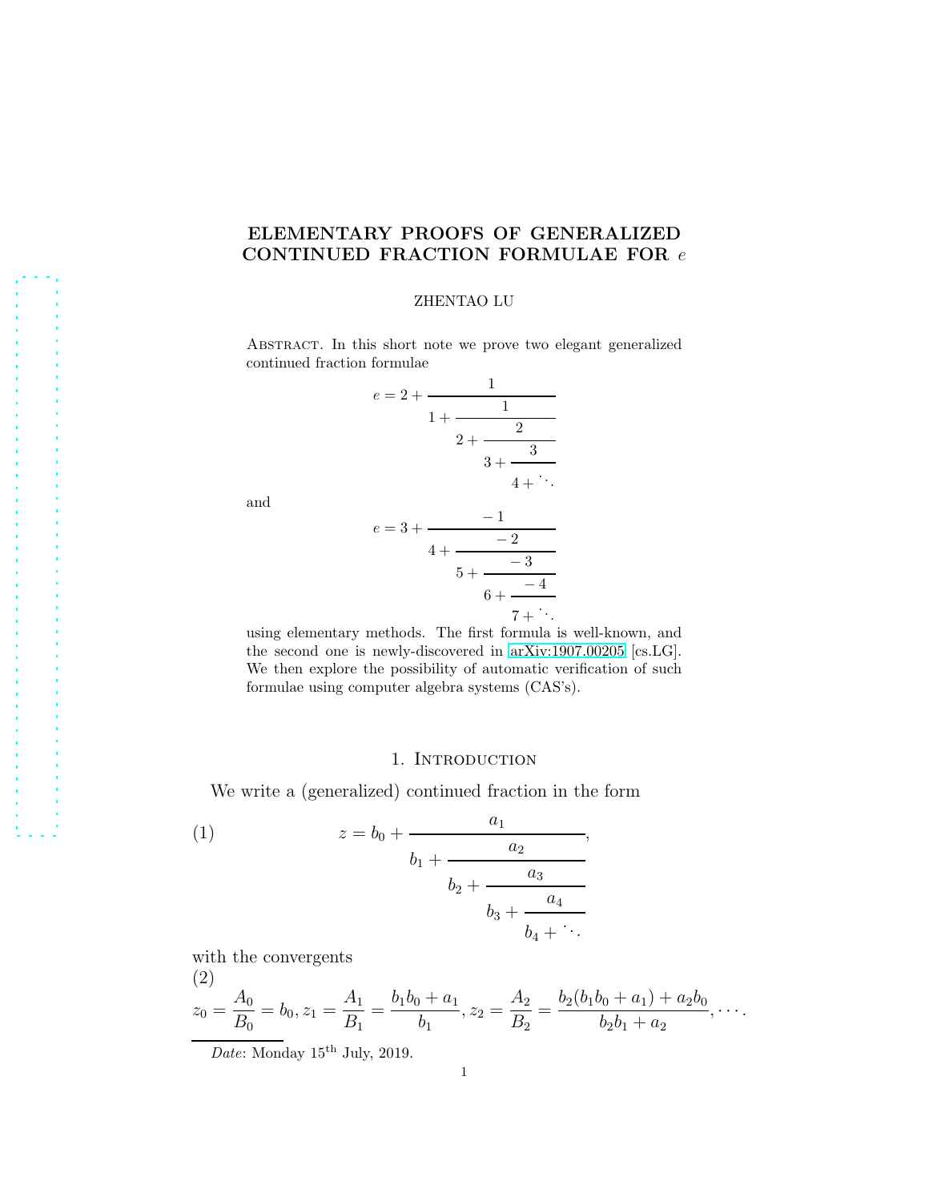# ELEMENTARY PROOFS OF GENERALIZED CONTINUED FRACTION FORMULAE FOR $e$

ZHENTAO LU

Abstract. In this short note we prove two elegant generalized continued fraction formulae

$$e = 2 + \cfrac{1}{1 + \cfrac{1}{2 + \cfrac{2}{3 + \cfrac{3}{4 + \ddots}}}}$$

and

$$e = 3 + \cfrac{-1}{4 + \cfrac{-2}{5 + \cfrac{-3}{6 + \cfrac{-4}{7 + \ddots}}}}$$

using elementary methods. The first formula is well-known, and the second one is newly-discovered in arXiv:1907.00205 [cs.LG]. We then explore the possibility of automatic verification of such formulae using computer algebra systems (CAS's).

## 1. Introduction

We write a (generalized) continued fraction in the form

$$z = b_0 + \cfrac{a_1}{b_1 + \cfrac{a_2}{b_2 + \cfrac{a_3}{b_3 + \cfrac{a_4}{b_4 + \ddots}}}}, \tag{1}$$

with the convergents

$$z_0 = \frac{A_0}{B_0} = b_0, z_1 = \frac{A_1}{B_1} = \frac{b_1 b_0 + a_1}{b_1}, z_2 = \frac{A_2}{B_2} = \frac{b_2(b_1 b_0 + a_1) + a_2 b_0}{b_2 b_1 + a_2}, \cdots. \tag{2}$$

*Date*: Monday 15th July, 2019.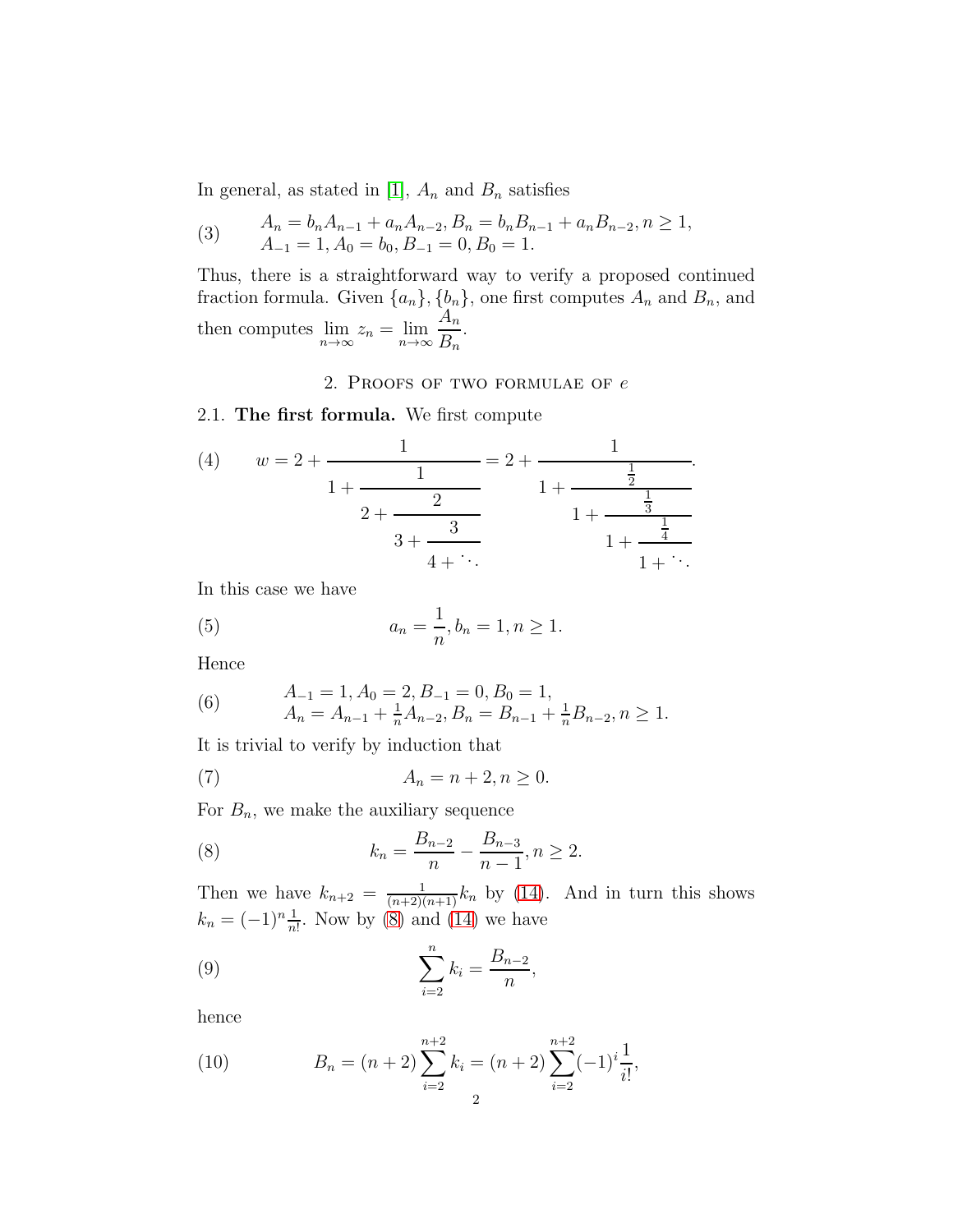In general, as stated in [1], $A_n$ and $B_n$ satisfies

$$
\begin{aligned}
&A_n = b_n A_{n-1} + a_n A_{n-2}, B_n = b_n B_{n-1} + a_n B_{n-2}, n \geq 1, \\
&A_{-1} = 1, A_0 = b_0, B_{-1} = 0, B_0 = 1.
\end{aligned} \tag{3}
$$

Thus, there is a straightforward way to verify a proposed continued fraction formula. Given $\{a_n\}, \{b_n\}$, one first computes $A_n$ and $B_n$, and then computes $\lim_{n\to\infty} z_n = \lim_{n\to\infty} \dfrac{A_n}{B_n}$.

## 2. Proofs of two formulae of $e$

### 2.1. The first formula.

We first compute

$$
w = 2 + \cfrac{1}{1 + \cfrac{1}{2 + \cfrac{2}{3 + \cfrac{3}{4 + \ddots}}}} = 2 + \cfrac{1}{1 + \cfrac{\frac{1}{2}}{1 + \cfrac{\frac{1}{3}}{1 + \cfrac{\frac{1}{4}}{1 + \ddots}}}}. \tag{4}
$$

In this case we have

$$
a_n = \frac{1}{n}, b_n = 1, n \geq 1. \tag{5}
$$

Hence

$$
\begin{aligned}
&A_{-1} = 1, A_0 = 2, B_{-1} = 0, B_0 = 1, \\
&A_n = A_{n-1} + \tfrac{1}{n} A_{n-2}, B_n = B_{n-1} + \tfrac{1}{n} B_{n-2}, n \geq 1.
\end{aligned} \tag{6}
$$

It is trivial to verify by induction that

$$
A_n = n + 2, n \geq 0. \tag{7}
$$

For $B_n$, we make the auxiliary sequence

$$
k_n = \frac{B_{n-2}}{n} - \frac{B_{n-3}}{n-1}, n \geq 2. \tag{8}
$$

Then we have $k_{n+2} = \frac{1}{(n+2)(n+1)} k_n$ by (14). And in turn this shows $k_n = (-1)^n \frac{1}{n!}$. Now by (8) and (14) we have

$$
\sum_{i=2}^{n} k_i = \frac{B_{n-2}}{n}, \tag{9}
$$

hence

$$
B_n = (n+2) \sum_{i=2}^{n+2} k_i = (n+2) \sum_{i=2}^{n+2} (-1)^i \frac{1}{i!}, \tag{10}
$$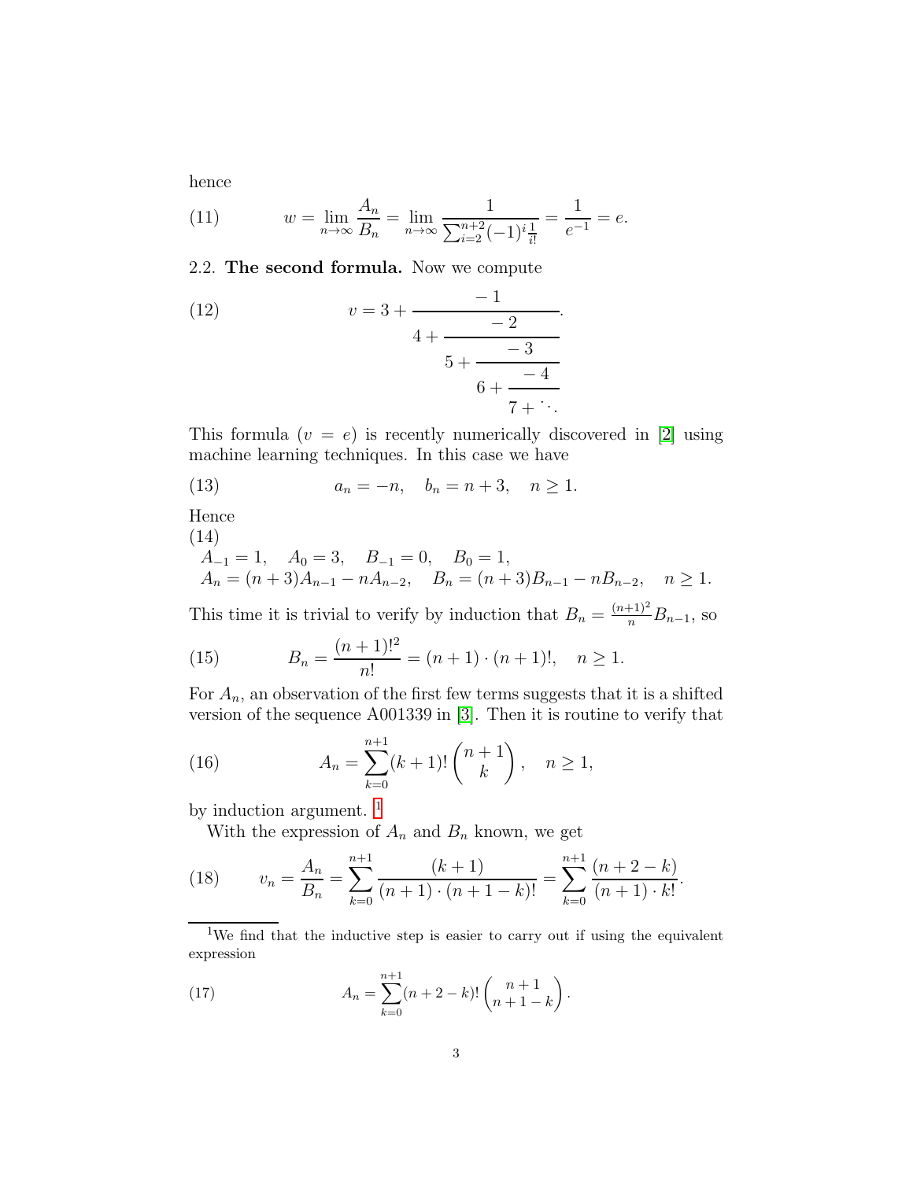hence

$$w = \lim_{n\to\infty} \frac{A_n}{B_n} = \lim_{n\to\infty} \frac{1}{\sum_{i=2}^{n+2}(-1)^i \frac{1}{i!}} = \frac{1}{e^{-1}} = e. \tag{11}$$

**2.2. The second formula.** Now we compute

$$v = 3 + \cfrac{-1}{4 + \cfrac{-2}{5 + \cfrac{-3}{6 + \cfrac{-4}{7 + \ddots}}}}. \tag{12}$$

This formula ($v = e$) is recently numerically discovered in [2] using machine learning techniques. In this case we have

$$a_n = -n, \quad b_n = n+3, \quad n \geq 1. \tag{13}$$

Hence

$$\begin{aligned} &A_{-1} = 1, \quad A_0 = 3, \quad B_{-1} = 0, \quad B_0 = 1, \\ &A_n = (n+3)A_{n-1} - nA_{n-2}, \quad B_n = (n+3)B_{n-1} - nB_{n-2}, \quad n \geq 1. \end{aligned} \tag{14}$$

This time it is trivial to verify by induction that $B_n = \frac{(n+1)^2}{n} B_{n-1}$, so

$$B_n = \frac{(n+1)!^2}{n!} = (n+1)\cdot(n+1)!, \quad n \geq 1. \tag{15}$$

For $A_n$, an observation of the first few terms suggests that it is a shifted version of the sequence A001339 in [3]. Then it is routine to verify that

$$A_n = \sum_{k=0}^{n+1} (k+1)! \binom{n+1}{k}, \quad n \geq 1, \tag{16}$$

by induction argument. [1]

With the expression of $A_n$ and $B_n$ known, we get

$$v_n = \frac{A_n}{B_n} = \sum_{k=0}^{n+1} \frac{(k+1)}{(n+1)\cdot(n+1-k)!} = \sum_{k=0}^{n+1} \frac{(n+2-k)}{(n+1)\cdot k!}. \tag{18}$$

---

[1] We find that the inductive step is easier to carry out if using the equivalent expression

$$A_n = \sum_{k=0}^{n+1} (n+2-k)! \binom{n+1}{n+1-k}. \tag{17}$$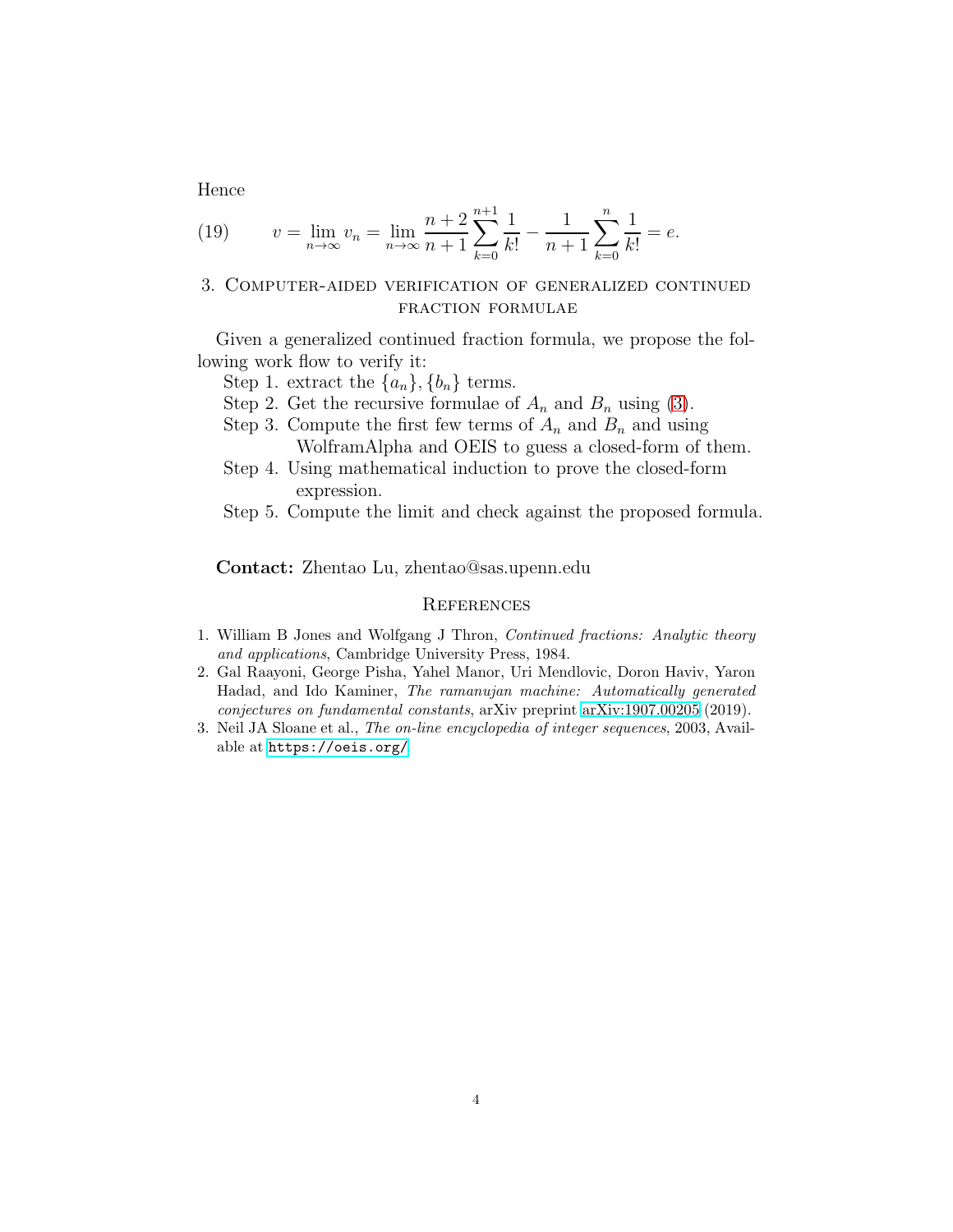Hence

$$v = \lim_{n\to\infty} v_n = \lim_{n\to\infty} \frac{n+2}{n+1}\sum_{k=0}^{n+1}\frac{1}{k!} - \frac{1}{n+1}\sum_{k=0}^{n}\frac{1}{k!} = e. \tag{19}$$

## 3. Computer-aided verification of generalized continued fraction formulae

Given a generalized continued fraction formula, we propose the following work flow to verify it:

Step 1. extract the $\{a_n\}, \{b_n\}$ terms.

Step 2. Get the recursive formulae of $A_n$ and $B_n$ using (3).

Step 3. Compute the first few terms of $A_n$ and $B_n$ and using WolframAlpha and OEIS to guess a closed-form of them.

Step 4. Using mathematical induction to prove the closed-form expression.

Step 5. Compute the limit and check against the proposed formula.

**Contact:** Zhentao Lu, zhentao@sas.upenn.edu

## References

1. William B Jones and Wolfgang J Thron, *Continued fractions: Analytic theory and applications*, Cambridge University Press, 1984.
2. Gal Raayoni, George Pisha, Yahel Manor, Uri Mendlovic, Doron Haviv, Yaron Hadad, and Ido Kaminer, *The ramanujan machine: Automatically generated conjectures on fundamental constants*, arXiv preprint arXiv:1907.00205 (2019).
3. Neil JA Sloane et al., *The on-line encyclopedia of integer sequences*, 2003, Available at https://oeis.org/.